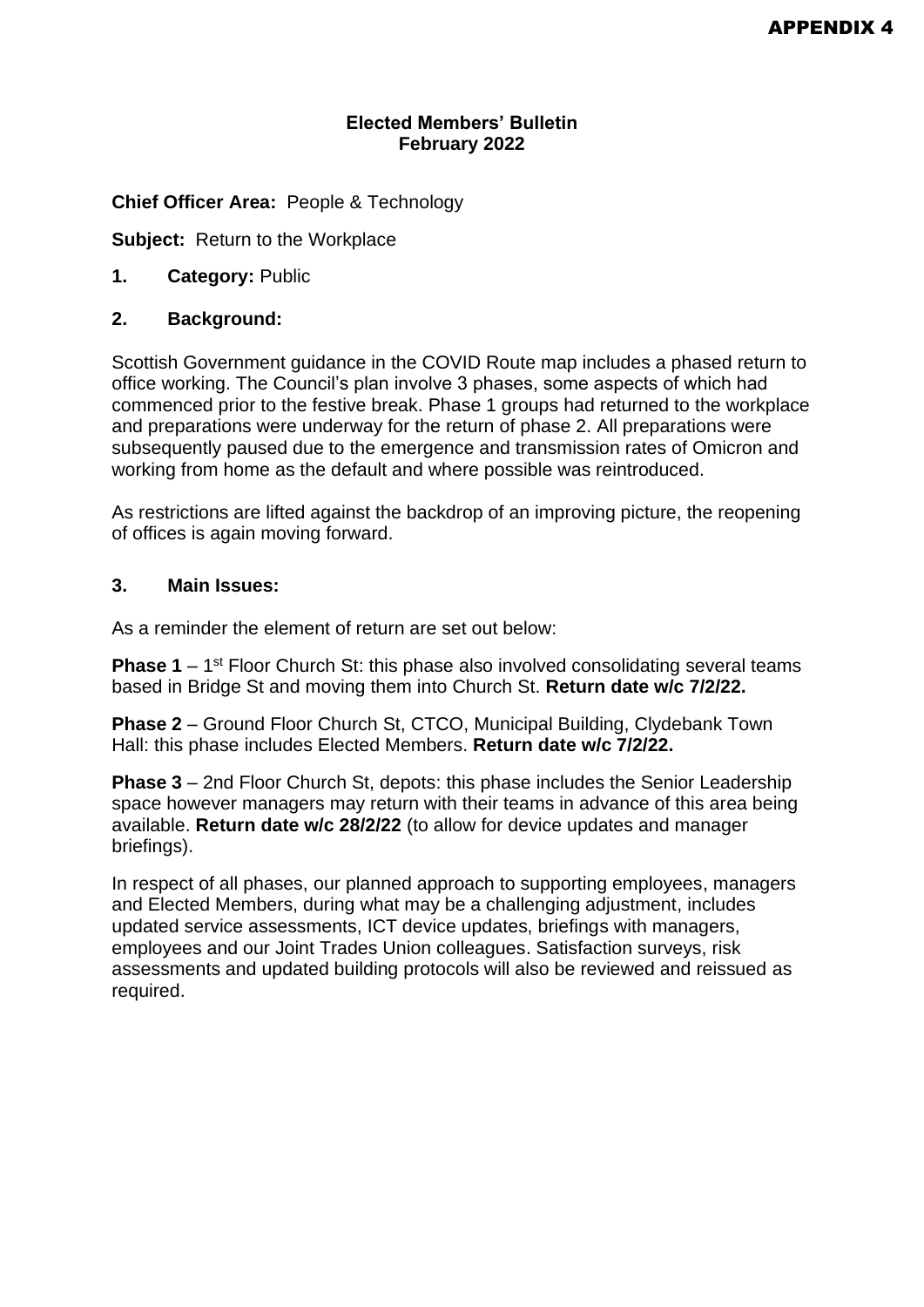APPENDIX 4

**Elected Members' Bulletin**
**February 2022**

**Chief Officer Area:** People & Technology

**Subject:** Return to the Workplace

1. **Category:** Public

2. **Background:**

Scottish Government guidance in the COVID Route map includes a phased return to office working. The Council's plan involve 3 phases, some aspects of which had commenced prior to the festive break. Phase 1 groups had returned to the workplace and preparations were underway for the return of phase 2. All preparations were subsequently paused due to the emergence and transmission rates of Omicron and working from home as the default and where possible was reintroduced.

As restrictions are lifted against the backdrop of an improving picture, the reopening of offices is again moving forward.

3. **Main Issues:**

As a reminder the element of return are set out below:

**Phase 1** – 1st Floor Church St: this phase also involved consolidating several teams based in Bridge St and moving them into Church St. **Return date w/c 7/2/22.**

**Phase 2** – Ground Floor Church St, CTCO, Municipal Building, Clydebank Town Hall: this phase includes Elected Members. **Return date w/c 7/2/22.**

**Phase 3** – 2nd Floor Church St, depots: this phase includes the Senior Leadership space however managers may return with their teams in advance of this area being available. **Return date w/c 28/2/22** (to allow for device updates and manager briefings).

In respect of all phases, our planned approach to supporting employees, managers and Elected Members, during what may be a challenging adjustment, includes updated service assessments, ICT device updates, briefings with managers, employees and our Joint Trades Union colleagues. Satisfaction surveys, risk assessments and updated building protocols will also be reviewed and reissued as required.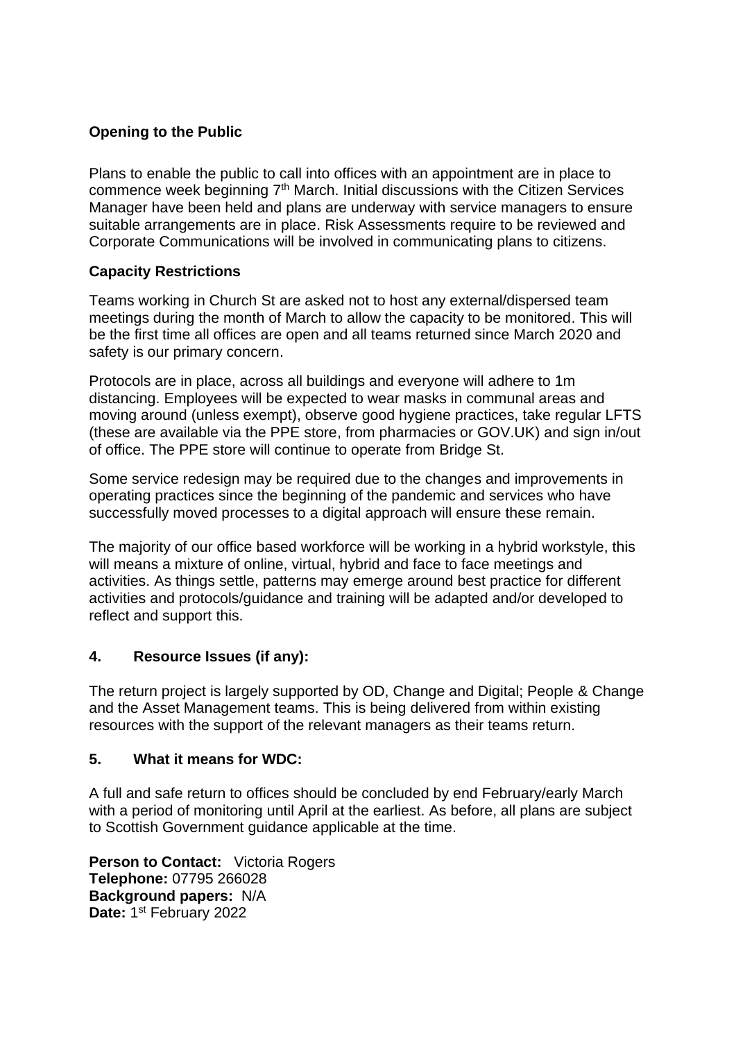**Opening to the Public**

Plans to enable the public to call into offices with an appointment are in place to commence week beginning 7th March. Initial discussions with the Citizen Services Manager have been held and plans are underway with service managers to ensure suitable arrangements are in place. Risk Assessments require to be reviewed and Corporate Communications will be involved in communicating plans to citizens.

**Capacity Restrictions**

Teams working in Church St are asked not to host any external/dispersed team meetings during the month of March to allow the capacity to be monitored. This will be the first time all offices are open and all teams returned since March 2020 and safety is our primary concern.

Protocols are in place, across all buildings and everyone will adhere to 1m distancing. Employees will be expected to wear masks in communal areas and moving around (unless exempt), observe good hygiene practices, take regular LFTS (these are available via the PPE store, from pharmacies or GOV.UK) and sign in/out of office. The PPE store will continue to operate from Bridge St.

Some service redesign may be required due to the changes and improvements in operating practices since the beginning of the pandemic and services who have successfully moved processes to a digital approach will ensure these remain.

The majority of our office based workforce will be working in a hybrid workstyle, this will means a mixture of online, virtual, hybrid and face to face meetings and activities. As things settle, patterns may emerge around best practice for different activities and protocols/guidance and training will be adapted and/or developed to reflect and support this.

## 4. Resource Issues (if any):

The return project is largely supported by OD, Change and Digital; People & Change and the Asset Management teams. This is being delivered from within existing resources with the support of the relevant managers as their teams return.

## 5. What it means for WDC:

A full and safe return to offices should be concluded by end February/early March with a period of monitoring until April at the earliest. As before, all plans are subject to Scottish Government guidance applicable at the time.

**Person to Contact:** Victoria Rogers
**Telephone:** 07795 266028
**Background papers:** N/A
**Date:** 1st February 2022